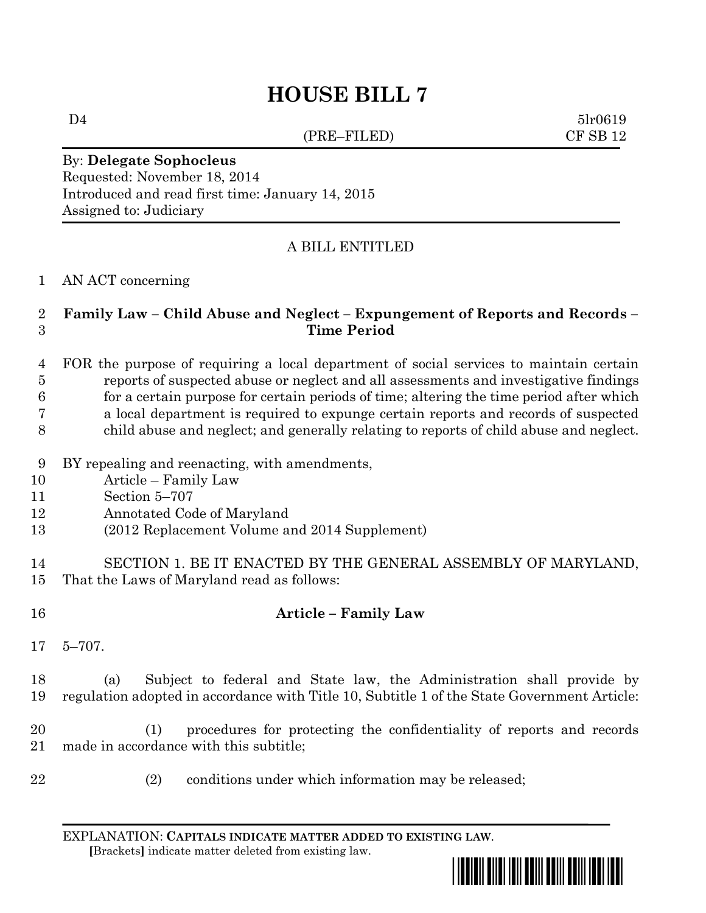# HOUSE BILL 7

D4 (PRE–FILED) 5lr0619
CF SB 12

By: **Delegate Sophocleus**
Requested: November 18, 2014
Introduced and read first time: January 14, 2015
Assigned to: Judiciary

A BILL ENTITLED

AN ACT concerning

**Family Law – Child Abuse and Neglect – Expungement of Reports and Records – Time Period**

FOR the purpose of requiring a local department of social services to maintain certain reports of suspected abuse or neglect and all assessments and investigative findings for a certain purpose for certain periods of time; altering the time period after which a local department is required to expunge certain reports and records of suspected child abuse and neglect; and generally relating to reports of child abuse and neglect.

BY repealing and reenacting, with amendments,
Article – Family Law
Section 5–707
Annotated Code of Maryland
(2012 Replacement Volume and 2014 Supplement)

SECTION 1. BE IT ENACTED BY THE GENERAL ASSEMBLY OF MARYLAND, That the Laws of Maryland read as follows:

**Article – Family Law**

5–707.

(a) Subject to federal and State law, the Administration shall provide by regulation adopted in accordance with Title 10, Subtitle 1 of the State Government Article:

(1) procedures for protecting the confidentiality of reports and records made in accordance with this subtitle;

(2) conditions under which information may be released;

EXPLANATION: **CAPITALS INDICATE MATTER ADDED TO EXISTING LAW**.
**[**Brackets**]** indicate matter deleted from existing law.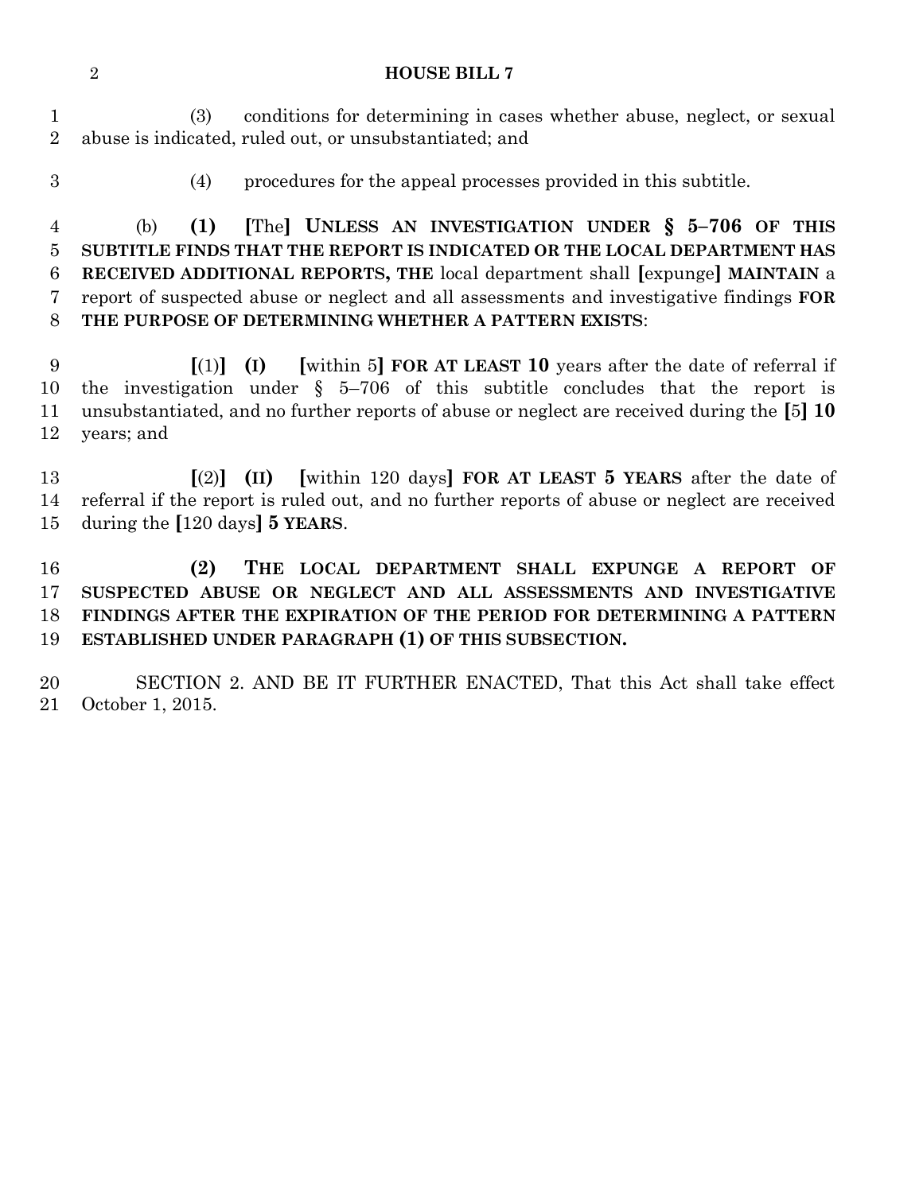(3) conditions for determining in cases whether abuse, neglect, or sexual abuse is indicated, ruled out, or unsubstantiated; and

(4) procedures for the appeal processes provided in this subtitle.

(b) **(1)** **[**The**]** **UNLESS AN INVESTIGATION UNDER § 5–706 OF THIS SUBTITLE FINDS THAT THE REPORT IS INDICATED OR THE LOCAL DEPARTMENT HAS RECEIVED ADDITIONAL REPORTS, THE** local department shall **[**expunge**]** **MAINTAIN** a report of suspected abuse or neglect and all assessments and investigative findings **FOR THE PURPOSE OF DETERMINING WHETHER A PATTERN EXISTS**:

**[**(1)**]** **(I)** **[**within 5**]** **FOR AT LEAST 10** years after the date of referral if the investigation under § 5–706 of this subtitle concludes that the report is unsubstantiated, and no further reports of abuse or neglect are received during the **[**5**]** **10** years; and

**[**(2)**]** **(II)** **[**within 120 days**]** **FOR AT LEAST 5 YEARS** after the date of referral if the report is ruled out, and no further reports of abuse or neglect are received during the **[**120 days**]** **5 YEARS**.

**(2) THE LOCAL DEPARTMENT SHALL EXPUNGE A REPORT OF SUSPECTED ABUSE OR NEGLECT AND ALL ASSESSMENTS AND INVESTIGATIVE FINDINGS AFTER THE EXPIRATION OF THE PERIOD FOR DETERMINING A PATTERN ESTABLISHED UNDER PARAGRAPH (1) OF THIS SUBSECTION.**

SECTION 2. AND BE IT FURTHER ENACTED, That this Act shall take effect October 1, 2015.